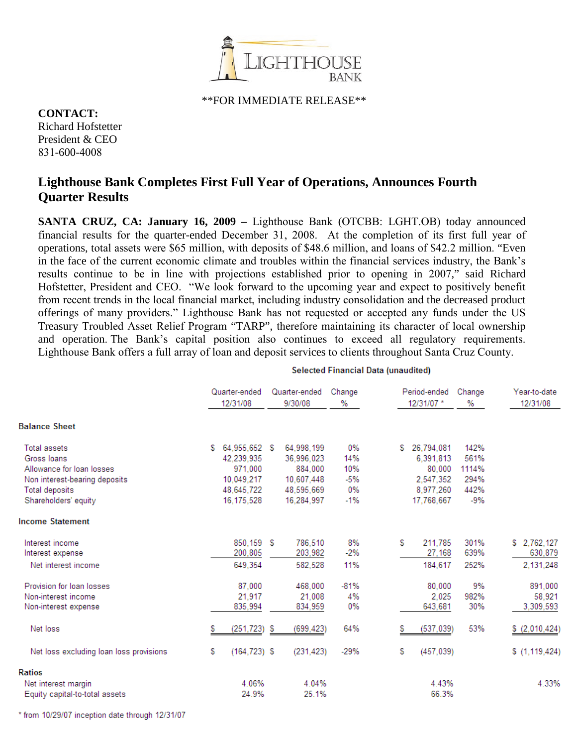**FOR IMMEDIATE RELEASE**

**CONTACT:**
Richard Hofstetter
President & CEO
831-600-4008

## Lighthouse Bank Completes First Full Year of Operations, Announces Fourth Quarter Results

**SANTA CRUZ, CA: January 16, 2009 –** Lighthouse Bank (OTCBB: LGHT.OB) today announced financial results for the quarter-ended December 31, 2008. At the completion of its first full year of operations, total assets were $65 million, with deposits of $48.6 million, and loans of $42.2 million. "Even in the face of the current economic climate and troubles within the financial services industry, the Bank's results continue to be in line with projections established prior to opening in 2007," said Richard Hofstetter, President and CEO. "We look forward to the upcoming year and expect to positively benefit from recent trends in the local financial market, including industry consolidation and the decreased product offerings of many providers." Lighthouse Bank has not requested or accepted any funds under the US Treasury Troubled Asset Relief Program "TARP", therefore maintaining its character of local ownership and operation. The Bank's capital position also continues to exceed all regulatory requirements. Lighthouse Bank offers a full array of loan and deposit services to clients throughout Santa Cruz County.

**Selected Financial Data (unaudited)**

| | Quarter-ended 12/31/08 | Quarter-ended 9/30/08 | Change % | Period-ended 12/31/07 * | Change % | Year-to-date 12/31/08 |
|---|---|---|---|---|---|---|
| **Balance Sheet** | | | | | | |
| Total assets | $ 64,955,652 | $ 64,998,199 | 0% | $ 26,794,081 | 142% | |
| Gross loans | 42,239,935 | 36,996,023 | 14% | 6,391,813 | 561% | |
| Allowance for loan losses | 971,000 | 884,000 | 10% | 80,000 | 1114% | |
| Non interest-bearing deposits | 10,049,217 | 10,607,448 | -5% | 2,547,352 | 294% | |
| Total deposits | 48,645,722 | 48,595,669 | 0% | 8,977,260 | 442% | |
| Shareholders' equity | 16,175,528 | 16,284,997 | -1% | 17,768,667 | -9% | |
| **Income Statement** | | | | | | |
| Interest income | 850,159 | $ 786,510 | 8% | $ 211,785 | 301% | $ 2,762,127 |
| Interest expense | 200,805 | 203,982 | -2% | 27,168 | 639% | 630,879 |
| Net interest income | 649,354 | 582,528 | 11% | 184,617 | 252% | 2,131,248 |
| Provision for loan losses | 87,000 | 468,000 | -81% | 80,000 | 9% | 891,000 |
| Non-interest income | 21,917 | 21,008 | 4% | 2,025 | 982% | 58,921 |
| Non-interest expense | 835,994 | 834,959 | 0% | 643,681 | 30% | 3,309,593 |
| Net loss | $ (251,723) | $ (699,423) | 64% | $ (537,039) | 53% | $ (2,010,424) |
| Net loss excluding loan loss provisions | $ (164,723) | $ (231,423) | -29% | $ (457,039) | | $ (1,119,424) |
| **Ratios** | | | | | | |
| Net interest margin | 4.06% | 4.04% | | 4.43% | | 4.33% |
| Equity capital-to-total assets | 24.9% | 25.1% | | 66.3% | | |

\* from 10/29/07 inception date through 12/31/07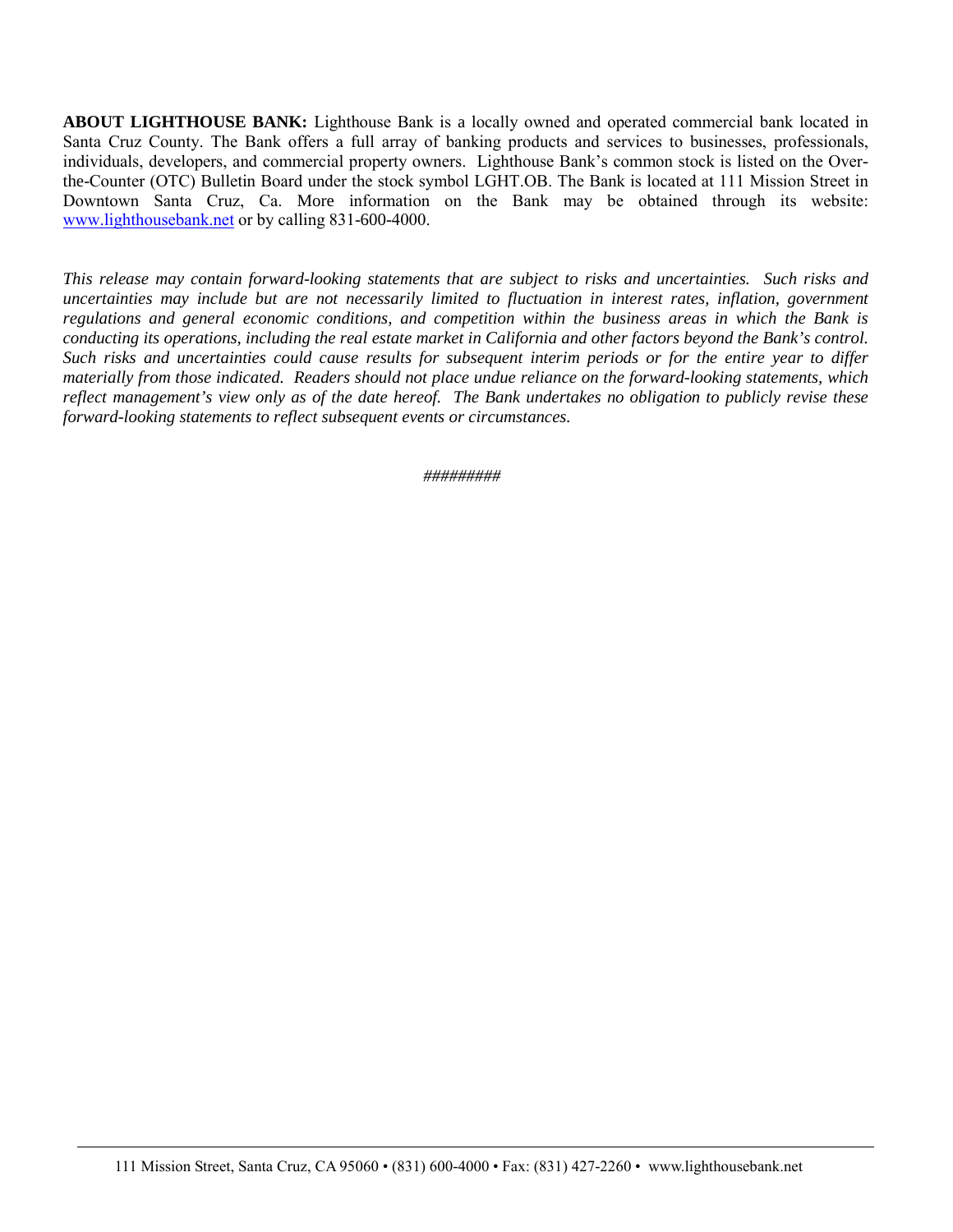**ABOUT LIGHTHOUSE BANK:** Lighthouse Bank is a locally owned and operated commercial bank located in Santa Cruz County. The Bank offers a full array of banking products and services to businesses, professionals, individuals, developers, and commercial property owners. Lighthouse Bank's common stock is listed on the Over-the-Counter (OTC) Bulletin Board under the stock symbol LGHT.OB. The Bank is located at 111 Mission Street in Downtown Santa Cruz, Ca. More information on the Bank may be obtained through its website: www.lighthousebank.net or by calling 831-600-4000.

*This release may contain forward-looking statements that are subject to risks and uncertainties. Such risks and uncertainties may include but are not necessarily limited to fluctuation in interest rates, inflation, government regulations and general economic conditions, and competition within the business areas in which the Bank is conducting its operations, including the real estate market in California and other factors beyond the Bank's control. Such risks and uncertainties could cause results for subsequent interim periods or for the entire year to differ materially from those indicated. Readers should not place undue reliance on the forward-looking statements, which reflect management's view only as of the date hereof. The Bank undertakes no obligation to publicly revise these forward-looking statements to reflect subsequent events or circumstances.*

*#########*